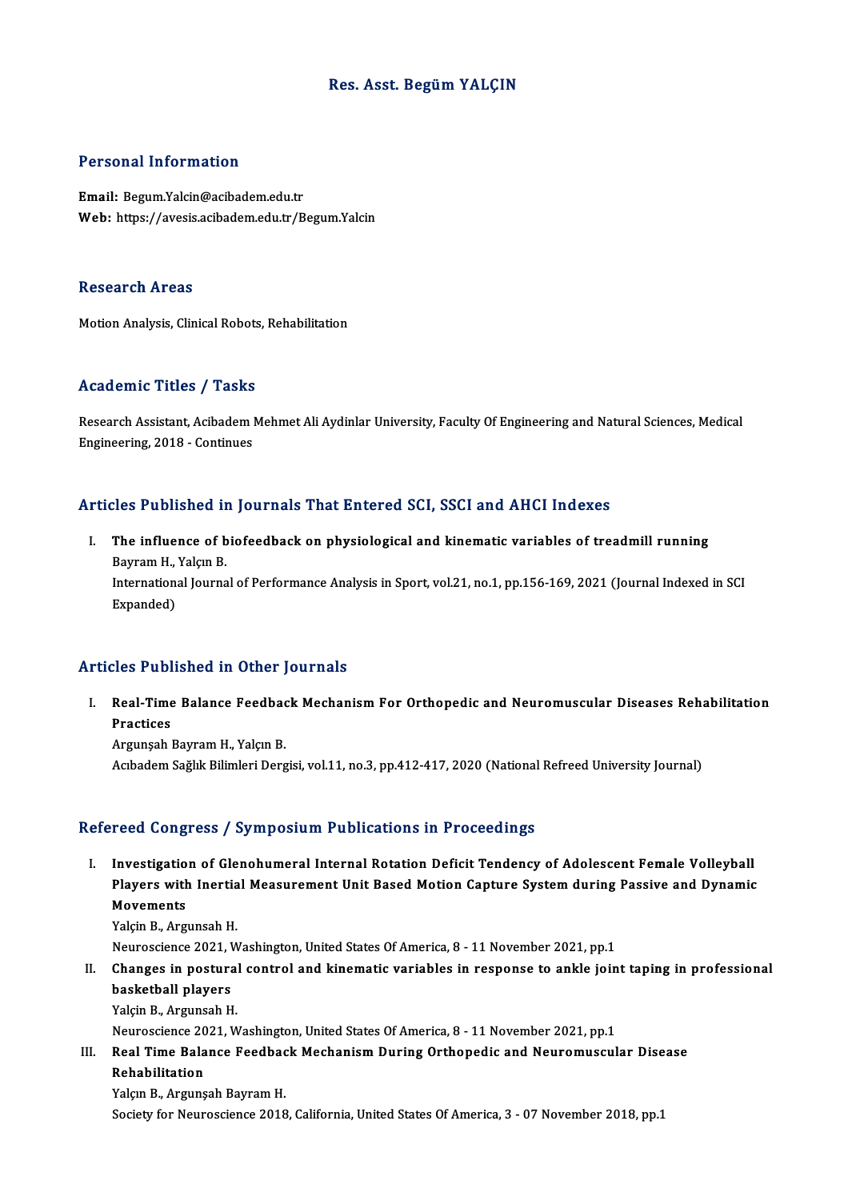# Res. Asst. Begüm YALÇIN

## Personal Information

**Email:** Begum.Yalcin@acibadem.edu.tr
**Web:** https://avesis.acibadem.edu.tr/Begum.Yalcin

## Research Areas

Motion Analysis, Clinical Robots, Rehabilitation

## Academic Titles / Tasks

Research Assistant, Acibadem Mehmet Ali Aydinlar University, Faculty Of Engineering and Natural Sciences, Medical Engineering, 2018 - Continues

## Articles Published in Journals That Entered SCI, SSCI and AHCI Indexes

I. **The influence of biofeedback on physiological and kinematic variables of treadmill running**
Bayram H., Yalçın B.
International Journal of Performance Analysis in Sport, vol.21, no.1, pp.156-169, 2021 (Journal Indexed in SCI Expanded)

## Articles Published in Other Journals

I. **Real-Time Balance Feedback Mechanism For Orthopedic and Neuromuscular Diseases Rehabilitation Practices**
Argunşah Bayram H., Yalçın B.
Acıbadem Sağlık Bilimleri Dergisi, vol.11, no.3, pp.412-417, 2020 (National Refreed University Journal)

## Refereed Congress / Symposium Publications in Proceedings

I. **Investigation of Glenohumeral Internal Rotation Deficit Tendency of Adolescent Female Volleyball Players with Inertial Measurement Unit Based Motion Capture System during Passive and Dynamic Movements**
Yalçin B., Argunsah H.
Neuroscience 2021, Washington, United States Of America, 8 - 11 November 2021, pp.1

II. **Changes in postural control and kinematic variables in response to ankle joint taping in professional basketball players**
Yalçin B., Argunsah H.
Neuroscience 2021, Washington, United States Of America, 8 - 11 November 2021, pp.1

III. **Real Time Balance Feedback Mechanism During Orthopedic and Neuromuscular Disease Rehabilitation**
Yalçın B., Argunşah Bayram H.
Society for Neuroscience 2018, California, United States Of America, 3 - 07 November 2018, pp.1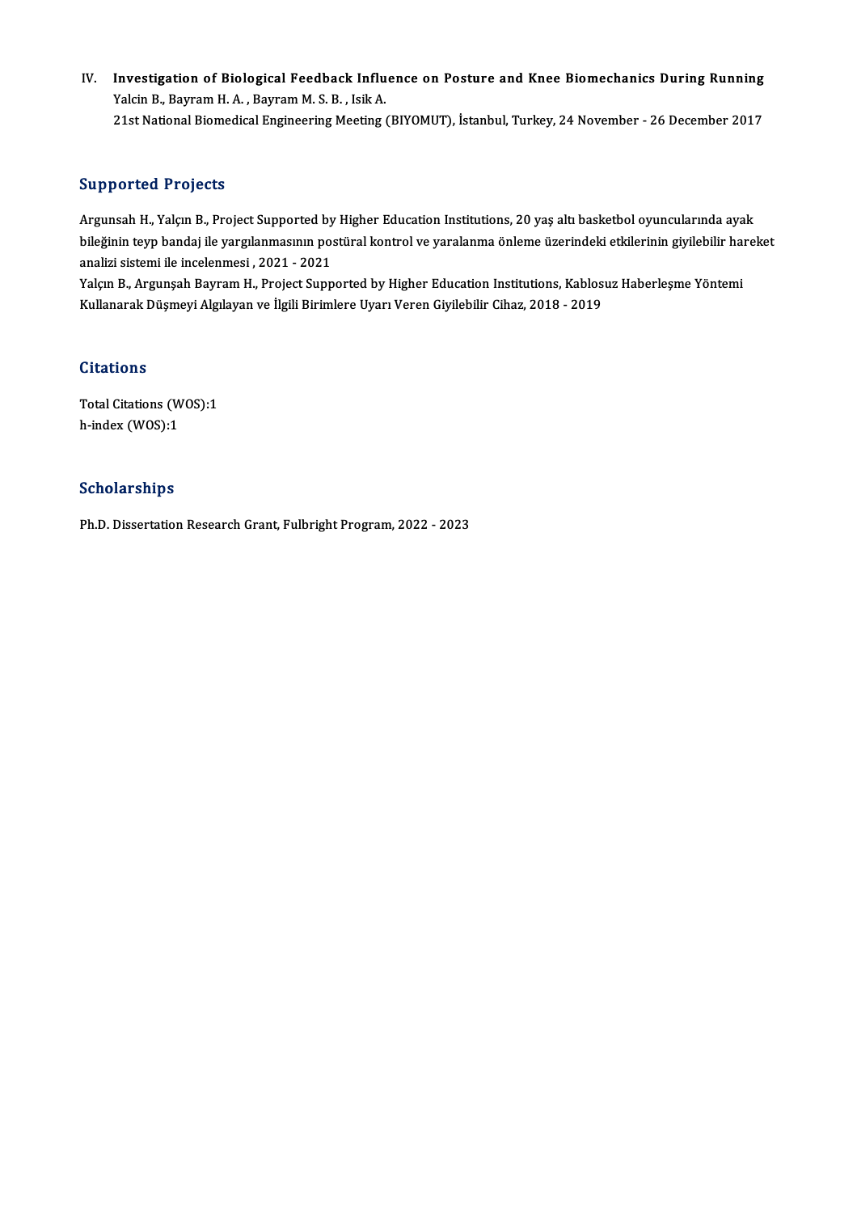IV. **Investigation of Biological Feedback Influence on Posture and Knee Biomechanics During Running**
Yalcin B., Bayram H. A. , Bayram M. S. B. , Isik A.
21st National Biomedical Engineering Meeting (BIYOMUT), İstanbul, Turkey, 24 November - 26 December 2017

## Supported Projects

Argunsah H., Yalçın B., Project Supported by Higher Education Institutions, 20 yaş altı basketbol oyuncularında ayak bileğinin teyp bandaj ile yargılanmasının postüral kontrol ve yaralanma önleme üzerindeki etkilerinin giyilebilir hareket analizi sistemi ile incelenmesi , 2021 - 2021

Yalçın B., Argunşah Bayram H., Project Supported by Higher Education Institutions, Kablosuz Haberleşme Yöntemi Kullanarak Düşmeyi Algılayan ve İlgili Birimlere Uyarı Veren Giyilebilir Cihaz, 2018 - 2019

## Citations

Total Citations (WOS):1
h-index (WOS):1

## Scholarships

Ph.D. Dissertation Research Grant, Fulbright Program, 2022 - 2023